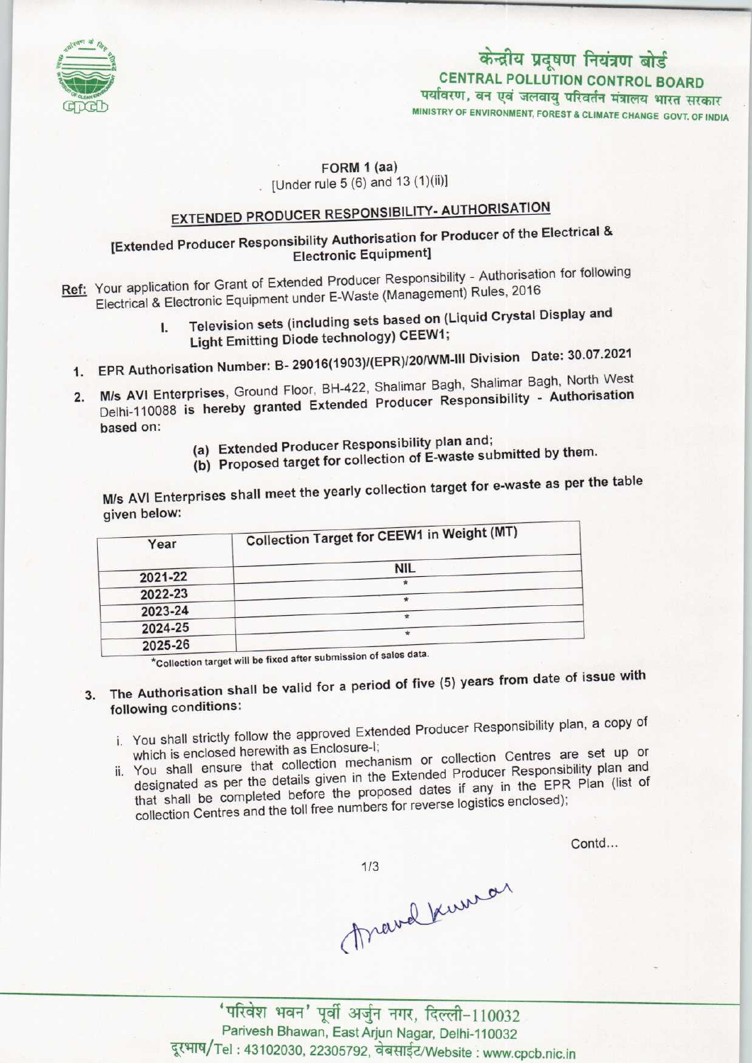केन्द्रीय प्रदूषण नियंत्रण बोर्ड
**CENTRAL POLLUTION CONTROL BOARD**
पर्यावरण, वन एवं जलवायु परिवर्तन मंत्रालय भारत सरकार
MINISTRY OF ENVIRONMENT, FOREST & CLIMATE CHANGE GOVT. OF INDIA

**FORM 1 (aa)**
[Under rule 5 (6) and 13 (1)(ii)]

## EXTENDED PRODUCER RESPONSIBILITY- AUTHORISATION

**[Extended Producer Responsibility Authorisation for Producer of the Electrical & Electronic Equipment]**

Ref: Your application for Grant of Extended Producer Responsibility - Authorisation for following Electrical & Electronic Equipment under E-Waste (Management) Rules, 2016

I. **Television sets (including sets based on (Liquid Crystal Display and Light Emitting Diode technology) CEEW1;**

1. **EPR Authorisation Number: B- 29016(1903)/(EPR)/20/WM-III Division Date: 30.07.2021**
2. **M/s AVI Enterprises**, Ground Floor, BH-422, Shalimar Bagh, Shalimar Bagh, North West Delhi-110088 **is hereby granted Extended Producer Responsibility - Authorisation based on:**
   (a) **Extended Producer Responsibility plan and;**
   (b) **Proposed target for collection of E-waste submitted by them.**

**M/s AVI Enterprises shall meet the yearly collection target for e-waste as per the table given below:**

| Year | Collection Target for CEEW1 in Weight (MT) |
|---|---|
| 2021-22 | NIL |
| 2022-23 | * |
| 2023-24 | * |
| 2024-25 | * |
| 2025-26 | * |

*Collection target will be fixed after submission of sales data.

3. **The Authorisation shall be valid for a period of five (5) years from date of issue with following conditions:**
   i. You shall strictly follow the approved Extended Producer Responsibility plan, a copy of which is enclosed herewith as Enclosure-I;
   ii. You shall ensure that collection mechanism or collection Centres are set up or designated as per the details given in the Extended Producer Responsibility plan and that shall be completed before the proposed dates if any in the EPR Plan (list of collection Centres and the toll free numbers for reverse logistics enclosed);

Contd...

Anand Kumar

'परिवेश भवन' पूर्वी अर्जुन नगर, दिल्ली-110032
Parivesh Bhawan, East Arjun Nagar, Delhi-110032
दूरभाष/Tel : 43102030, 22305792, वेबसाईट/Website : www.cpcb.nic.in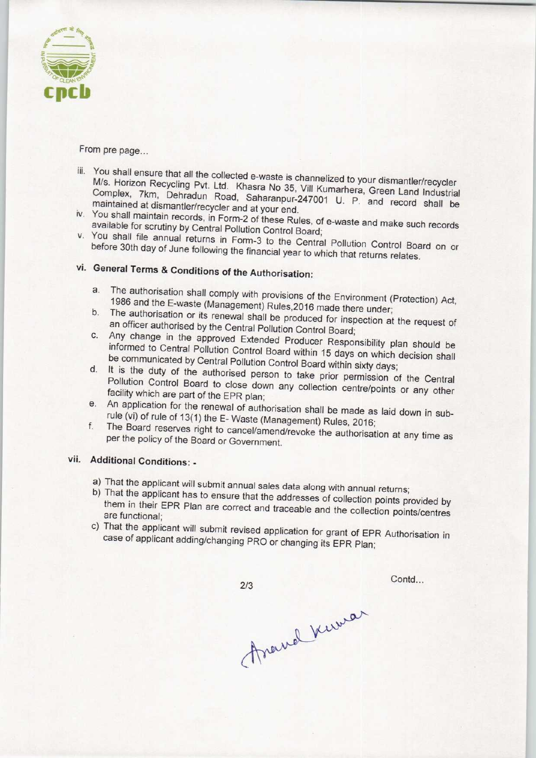From pre page...

iii. You shall ensure that all the collected e-waste is channelized to your dismantler/recycler M/s. Horizon Recycling Pvt. Ltd. Khasra No 35, Vill Kumarhera, Green Land Industrial Complex, 7km, Dehradun Road, Saharanpur-247001 U. P. and record shall be maintained at dismantler/recycler and at your end.

iv. You shall maintain records, in Form-2 of these Rules, of e-waste and make such records available for scrutiny by Central Pollution Control Board;

v. You shall file annual returns in Form-3 to the Central Pollution Control Board on or before 30th day of June following the financial year to which that returns relates.

**vi. General Terms & Conditions of the Authorisation:**

a. The authorisation shall comply with provisions of the Environment (Protection) Act, 1986 and the E-waste (Management) Rules,2016 made there under;

b. The authorisation or its renewal shall be produced for inspection at the request of an officer authorised by the Central Pollution Control Board;

c. Any change in the approved Extended Producer Responsibility plan should be informed to Central Pollution Control Board within 15 days on which decision shall be communicated by Central Pollution Control Board within sixty days;

d. It is the duty of the authorised person to take prior permission of the Central Pollution Control Board to close down any collection centre/points or any other facility which are part of the EPR plan;

e. An application for the renewal of authorisation shall be made as laid down in sub-rule (vi) of rule of 13(1) the E- Waste (Management) Rules, 2016;

f. The Board reserves right to cancel/amend/revoke the authorisation at any time as per the policy of the Board or Government.

**vii. Additional Conditions: -**

a) That the applicant will submit annual sales data along with annual returns;

b) That the applicant has to ensure that the addresses of collection points provided by them in their EPR Plan are correct and traceable and the collection points/centres are functional;

c) That the applicant will submit revised application for grant of EPR Authorisation in case of applicant adding/changing PRO or changing its EPR Plan;

Contd...

Anand Kumar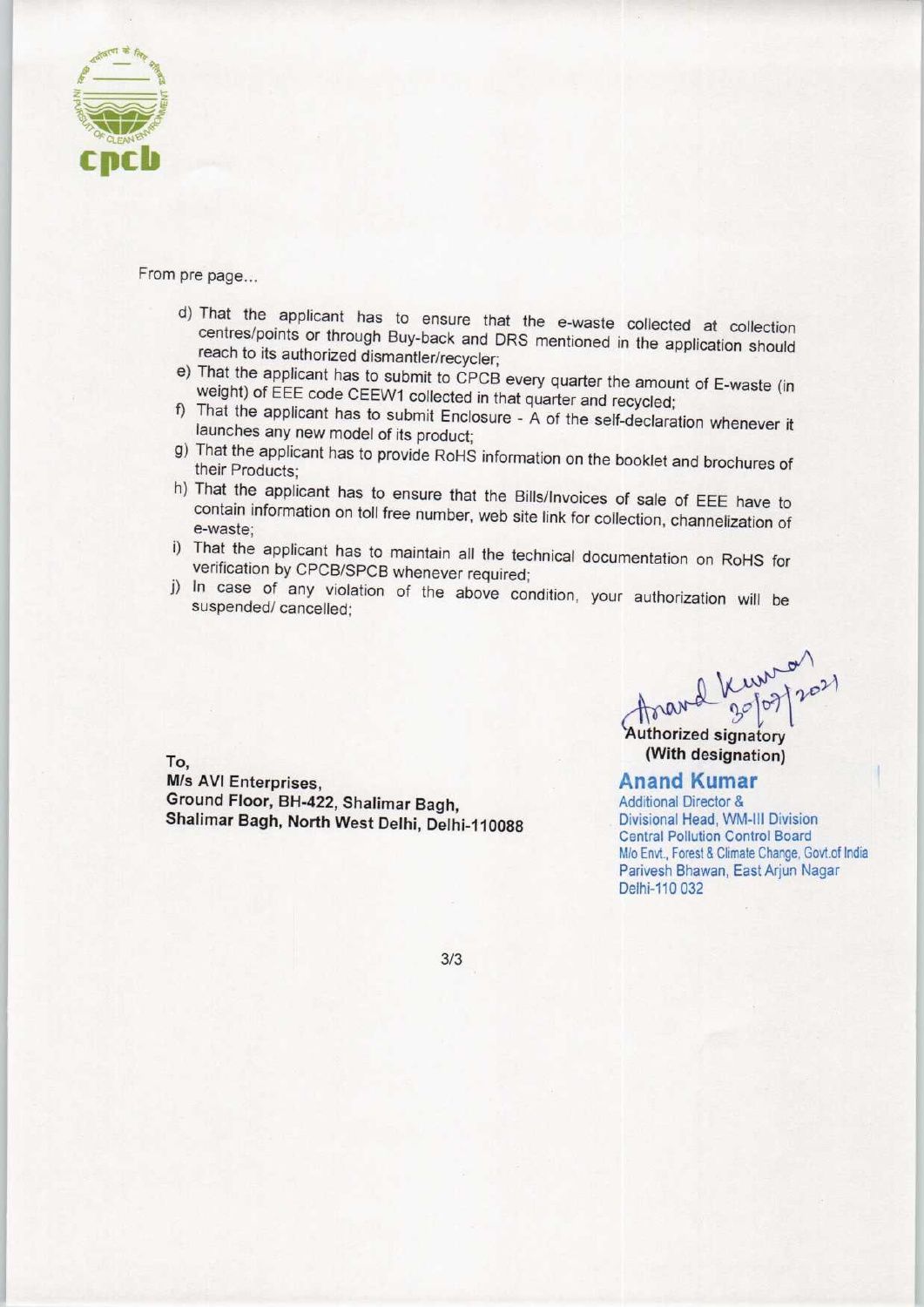From pre page...

d) That the applicant has to ensure that the e-waste collected at collection centres/points or through Buy-back and DRS mentioned in the application should reach to its authorized dismantler/recycler;

e) That the applicant has to submit to CPCB every quarter the amount of E-waste (in weight) of EEE code CEEW1 collected in that quarter and recycled;

f) That the applicant has to submit Enclosure - A of the self-declaration whenever it launches any new model of its product;

g) That the applicant has to provide RoHS information on the booklet and brochures of their Products;

h) That the applicant has to ensure that the Bills/Invoices of sale of EEE have to contain information on toll free number, web site link for collection, channelization of e-waste;

i) That the applicant has to maintain all the technical documentation on RoHS for verification by CPCB/SPCB whenever required;

j) In case of any violation of the above condition, your authorization will be suspended/ cancelled;

Anand Kumar 30/07/2021

**Authorized signatory**
**(With designation)**

**Anand Kumar**
Additional Director &
Divisional Head, WM-III Division
Central Pollution Control Board
M/o Envt., Forest & Climate Change, Govt.of India
Parivesh Bhawan, East Arjun Nagar
Delhi-110 032

To,
M/s AVI Enterprises,
Ground Floor, BH-422, Shalimar Bagh,
Shalimar Bagh, North West Delhi, Delhi-110088